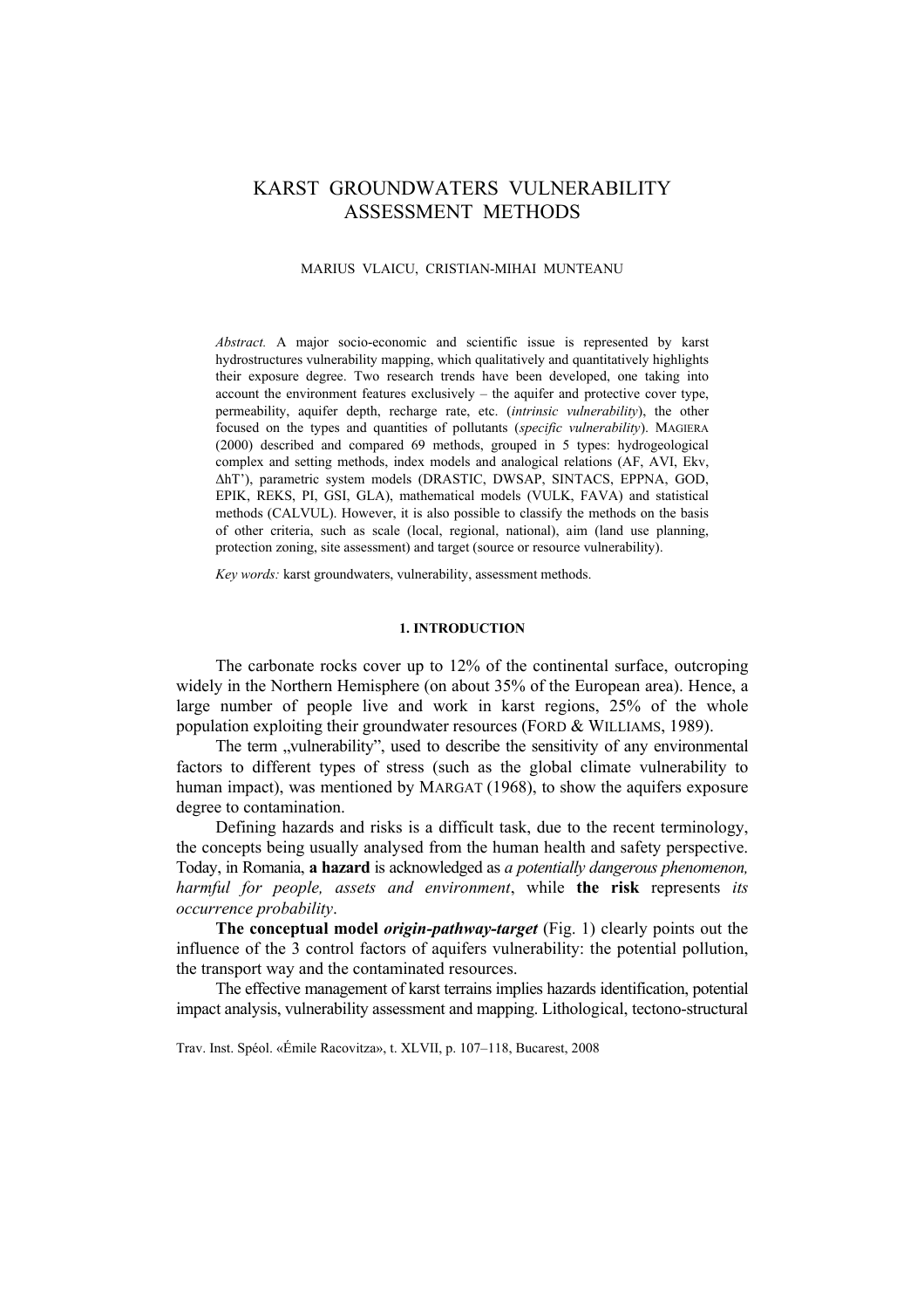# KARST GROUNDWATERS VULNERABILITY ASSESSMENT METHODS

MARIUS VLAICU, CRISTIAN-MIHAI MUNTEANU

*Abstract.* A major socio-economic and scientific issue is represented by karst hydrostructures vulnerability mapping, which qualitatively and quantitatively highlights their exposure degree. Two research trends have been developed, one taking into account the environment features exclusively – the aquifer and protective cover type, permeability, aquifer depth, recharge rate, etc. (*intrinsic vulnerability*), the other focused on the types and quantities of pollutants (*specific vulnerability*). MAGIERA (2000) described and compared 69 methods, grouped in 5 types: hydrogeological complex and setting methods, index models and analogical relations (AF, AVI, Ekv, ∆hT'), parametric system models (DRASTIC, DWSAP, SINTACS, EPPNA, GOD, EPIK, REKS, PI, GSI, GLA), mathematical models (VULK, FAVA) and statistical methods (CALVUL). However, it is also possible to classify the methods on the basis of other criteria, such as scale (local, regional, national), aim (land use planning, protection zoning, site assessment) and target (source or resource vulnerability).

*Key words:* karst groundwaters, vulnerability, assessment methods.

## 1. INTRODUCTION

The carbonate rocks cover up to 12% of the continental surface, outcroping widely in the Northern Hemisphere (on about 35% of the European area). Hence, a large number of people live and work in karst regions, 25% of the whole population exploiting their groundwater resources (FORD & WILLIAMS, 1989).

The term „vulnerability", used to describe the sensitivity of any environmental factors to different types of stress (such as the global climate vulnerability to human impact), was mentioned by MARGAT (1968), to show the aquifers exposure degree to contamination.

Defining hazards and risks is a difficult task, due to the recent terminology, the concepts being usually analysed from the human health and safety perspective. Today, in Romania, **a hazard** is acknowledged as *a potentially dangerous phenomenon, harmful for people, assets and environment*, while **the risk** represents *its occurrence probability*.

**The conceptual model *origin-pathway-target*** (Fig. 1) clearly points out the influence of the 3 control factors of aquifers vulnerability: the potential pollution, the transport way and the contaminated resources.

The effective management of karst terrains implies hazards identification, potential impact analysis, vulnerability assessment and mapping. Lithological, tectono-structural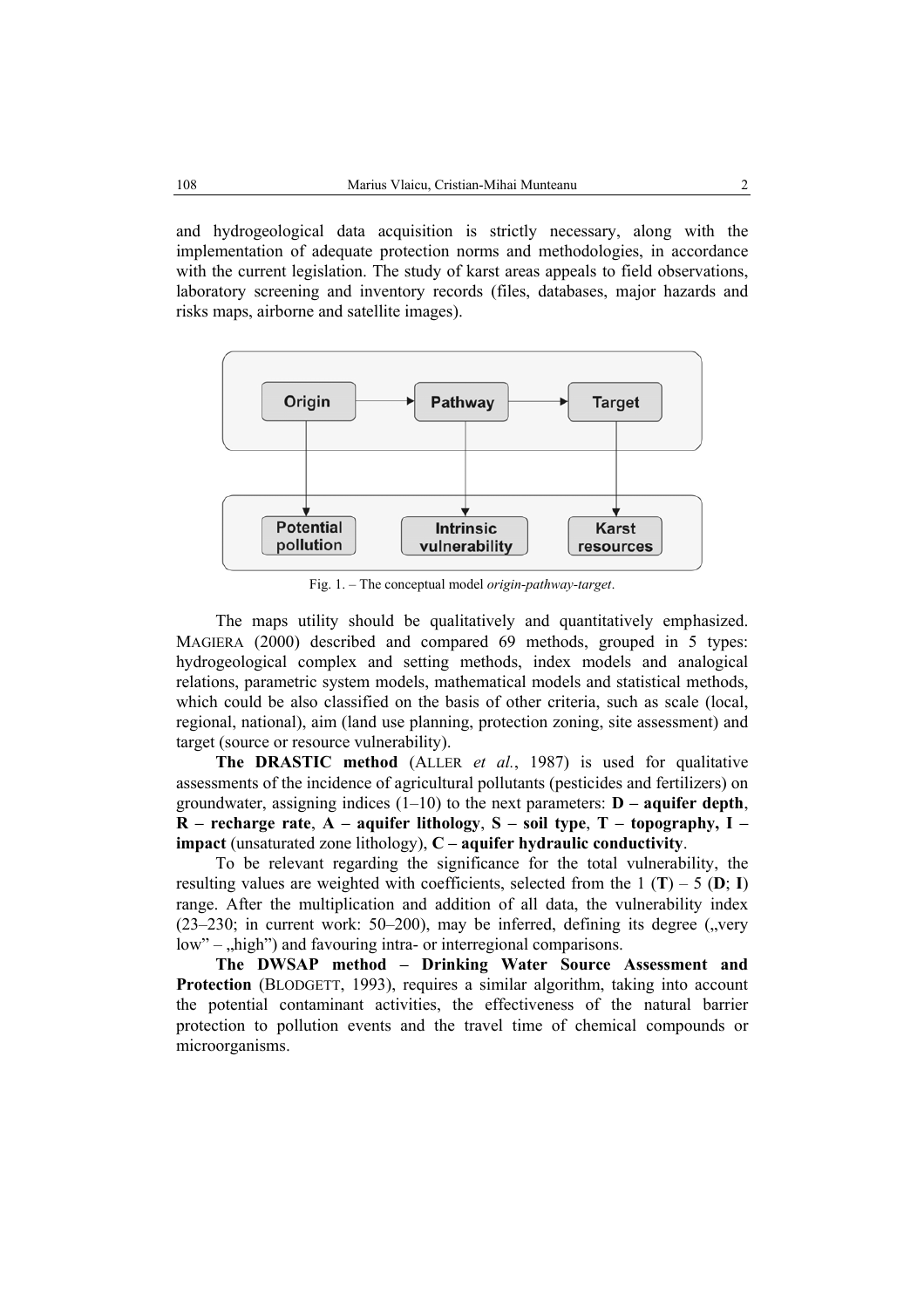and hydrogeological data acquisition is strictly necessary, along with the implementation of adequate protection norms and methodologies, in accordance with the current legislation. The study of karst areas appeals to field observations, laboratory screening and inventory records (files, databases, major hazards and risks maps, airborne and satellite images).

Fig. 1. – The conceptual model *origin-pathway-target*.

The maps utility should be qualitatively and quantitatively emphasized. MAGIERA (2000) described and compared 69 methods, grouped in 5 types: hydrogeological complex and setting methods, index models and analogical relations, parametric system models, mathematical models and statistical methods, which could be also classified on the basis of other criteria, such as scale (local, regional, national), aim (land use planning, protection zoning, site assessment) and target (source or resource vulnerability).

**The DRASTIC method** (ALLER *et al.*, 1987) is used for qualitative assessments of the incidence of agricultural pollutants (pesticides and fertilizers) on groundwater, assigning indices (1–10) to the next parameters: **D – aquifer depth**, **R – recharge rate**, **A – aquifer lithology**, **S – soil type**, **T – topography, I – impact** (unsaturated zone lithology), **C – aquifer hydraulic conductivity**.

To be relevant regarding the significance for the total vulnerability, the resulting values are weighted with coefficients, selected from the 1 (**T**) – 5 (**D**; **I**) range. After the multiplication and addition of all data, the vulnerability index (23–230; in current work: 50–200), may be inferred, defining its degree („very low" – „high") and favouring intra- or interregional comparisons.

**The DWSAP method – Drinking Water Source Assessment and Protection** (BLODGETT, 1993), requires a similar algorithm, taking into account the potential contaminant activities, the effectiveness of the natural barrier protection to pollution events and the travel time of chemical compounds or microorganisms.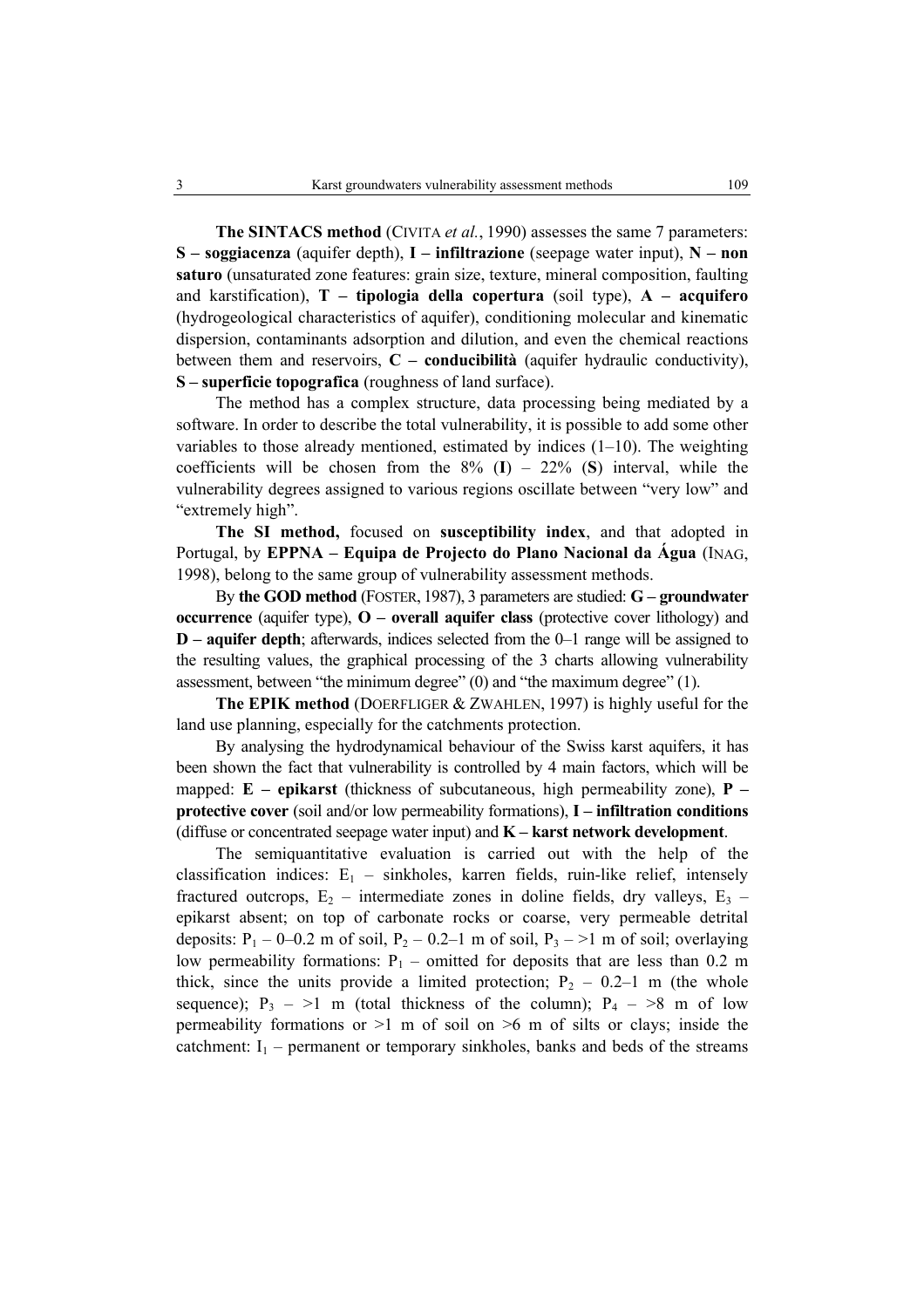**The SINTACS method** (CIVITA *et al.*, 1990) assesses the same 7 parameters: **S – soggiacenza** (aquifer depth), **I – infiltrazione** (seepage water input), **N – non saturo** (unsaturated zone features: grain size, texture, mineral composition, faulting and karstification), **T – tipologia della copertura** (soil type), **A – acquifero** (hydrogeological characteristics of aquifer), conditioning molecular and kinematic dispersion, contaminants adsorption and dilution, and even the chemical reactions between them and reservoirs, **C – conducibilità** (aquifer hydraulic conductivity), **S – superficie topografica** (roughness of land surface).

The method has a complex structure, data processing being mediated by a software. In order to describe the total vulnerability, it is possible to add some other variables to those already mentioned, estimated by indices (1–10). The weighting coefficients will be chosen from the 8% (**I**) – 22% (**S**) interval, while the vulnerability degrees assigned to various regions oscillate between "very low" and "extremely high".

**The SI method,** focused on **susceptibility index**, and that adopted in Portugal, by **EPPNA – Equipa de Projecto do Plano Nacional da Água** (INAG, 1998), belong to the same group of vulnerability assessment methods.

By **the GOD method** (FOSTER, 1987), 3 parameters are studied: **G – groundwater occurrence** (aquifer type), **O – overall aquifer class** (protective cover lithology) and **D – aquifer depth**; afterwards, indices selected from the 0–1 range will be assigned to the resulting values, the graphical processing of the 3 charts allowing vulnerability assessment, between "the minimum degree" (0) and "the maximum degree" (1).

**The EPIK method** (DOERFLIGER & ZWAHLEN, 1997) is highly useful for the land use planning, especially for the catchments protection.

By analysing the hydrodynamical behaviour of the Swiss karst aquifers, it has been shown the fact that vulnerability is controlled by 4 main factors, which will be mapped: **E – epikarst** (thickness of subcutaneous, high permeability zone), **P – protective cover** (soil and/or low permeability formations), **I – infiltration conditions** (diffuse or concentrated seepage water input) and **K – karst network development**.

The semiquantitative evaluation is carried out with the help of the classification indices: $E_1$ – sinkholes, karren fields, ruin-like relief, intensely fractured outcrops, $E_2$ – intermediate zones in doline fields, dry valleys, $E_3$ – epikarst absent; on top of carbonate rocks or coarse, very permeable detrital deposits: $P_1$ – 0–0.2 m of soil, $P_2$ – 0.2–1 m of soil, $P_3$ – >1 m of soil; overlaying low permeability formations: $P_1$ – omitted for deposits that are less than 0.2 m thick, since the units provide a limited protection; $P_2$ – 0.2–1 m (the whole sequence); $P_3$ – >1 m (total thickness of the column); $P_4$ – >8 m of low permeability formations or >1 m of soil on >6 m of silts or clays; inside the catchment: $I_1$ – permanent or temporary sinkholes, banks and beds of the streams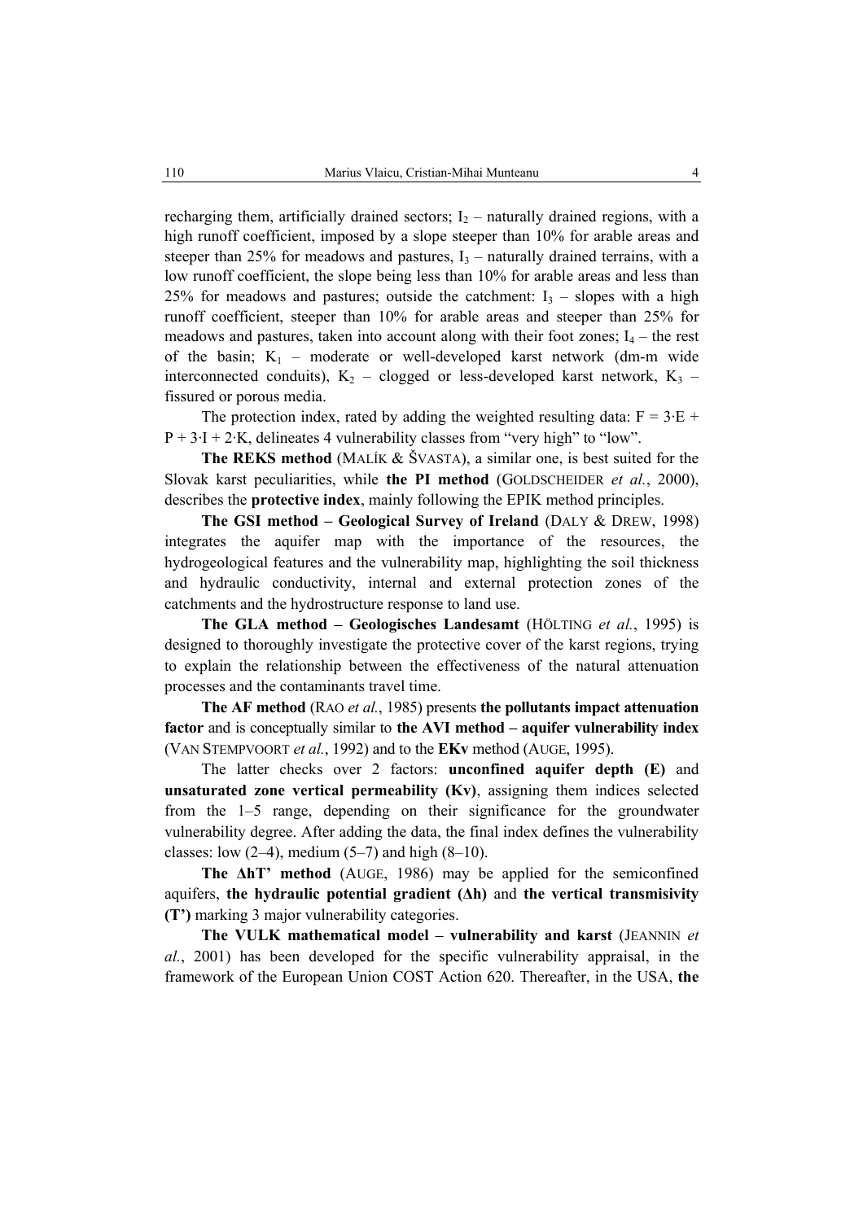recharging them, artificially drained sectors; $I_2$ – naturally drained regions, with a high runoff coefficient, imposed by a slope steeper than 10% for arable areas and steeper than 25% for meadows and pastures, $I_3$ – naturally drained terrains, with a low runoff coefficient, the slope being less than 10% for arable areas and less than 25% for meadows and pastures; outside the catchment: $I_3$ – slopes with a high runoff coefficient, steeper than 10% for arable areas and steeper than 25% for meadows and pastures, taken into account along with their foot zones; $I_4$ – the rest of the basin; $K_1$ – moderate or well-developed karst network (dm-m wide interconnected conduits), $K_2$ – clogged or less-developed karst network, $K_3$ – fissured or porous media.

The protection index, rated by adding the weighted resulting data: $F = 3 \cdot E + P + 3 \cdot I + 2 \cdot K$, delineates 4 vulnerability classes from "very high" to "low".

**The REKS method** (MALÍK & ŠVASTA), a similar one, is best suited for the Slovak karst peculiarities, while **the PI method** (GOLDSCHEIDER *et al.*, 2000), describes the **protective index**, mainly following the EPIK method principles.

**The GSI method – Geological Survey of Ireland** (DALY & DREW, 1998) integrates the aquifer map with the importance of the resources, the hydrogeological features and the vulnerability map, highlighting the soil thickness and hydraulic conductivity, internal and external protection zones of the catchments and the hydrostructure response to land use.

**The GLA method – Geologisches Landesamt** (HÖLTING *et al.*, 1995) is designed to thoroughly investigate the protective cover of the karst regions, trying to explain the relationship between the effectiveness of the natural attenuation processes and the contaminants travel time.

**The AF method** (RAO *et al.*, 1985) presents **the pollutants impact attenuation factor** and is conceptually similar to **the AVI method – aquifer vulnerability index** (VAN STEMPVOORT *et al.*, 1992) and to the **EKv** method (AUGE, 1995).

The latter checks over 2 factors: **unconfined aquifer depth (E)** and **unsaturated zone vertical permeability (Kv)**, assigning them indices selected from the 1–5 range, depending on their significance for the groundwater vulnerability degree. After adding the data, the final index defines the vulnerability classes: low (2–4), medium (5–7) and high (8–10).

**The ΔhT' method** (AUGE, 1986) may be applied for the semiconfined aquifers, **the hydraulic potential gradient (Δh)** and **the vertical transmisivity (T')** marking 3 major vulnerability categories.

**The VULK mathematical model – vulnerability and karst** (JEANNIN *et al.*, 2001) has been developed for the specific vulnerability appraisal, in the framework of the European Union COST Action 620. Thereafter, in the USA, **the**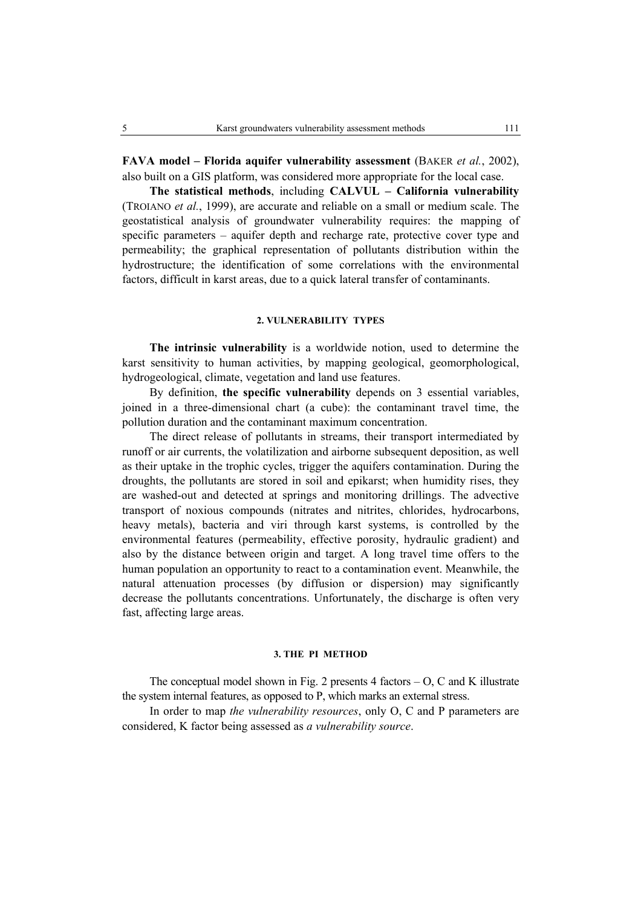**FAVA model – Florida aquifer vulnerability assessment** (BAKER *et al.*, 2002), also built on a GIS platform, was considered more appropriate for the local case.

**The statistical methods**, including **CALVUL – California vulnerability** (TROIANO *et al.*, 1999), are accurate and reliable on a small or medium scale. The geostatistical analysis of groundwater vulnerability requires: the mapping of specific parameters – aquifer depth and recharge rate, protective cover type and permeability; the graphical representation of pollutants distribution within the hydrostructure; the identification of some correlations with the environmental factors, difficult in karst areas, due to a quick lateral transfer of contaminants.

## 2. VULNERABILITY TYPES

**The intrinsic vulnerability** is a worldwide notion, used to determine the karst sensitivity to human activities, by mapping geological, geomorphological, hydrogeological, climate, vegetation and land use features.

By definition, **the specific vulnerability** depends on 3 essential variables, joined in a three-dimensional chart (a cube): the contaminant travel time, the pollution duration and the contaminant maximum concentration.

The direct release of pollutants in streams, their transport intermediated by runoff or air currents, the volatilization and airborne subsequent deposition, as well as their uptake in the trophic cycles, trigger the aquifers contamination. During the droughts, the pollutants are stored in soil and epikarst; when humidity rises, they are washed-out and detected at springs and monitoring drillings. The advective transport of noxious compounds (nitrates and nitrites, chlorides, hydrocarbons, heavy metals), bacteria and viri through karst systems, is controlled by the environmental features (permeability, effective porosity, hydraulic gradient) and also by the distance between origin and target. A long travel time offers to the human population an opportunity to react to a contamination event. Meanwhile, the natural attenuation processes (by diffusion or dispersion) may significantly decrease the pollutants concentrations. Unfortunately, the discharge is often very fast, affecting large areas.

## 3. THE PI METHOD

The conceptual model shown in Fig. 2 presents 4 factors – O, C and K illustrate the system internal features, as opposed to P, which marks an external stress.

In order to map *the vulnerability resources*, only O, C and P parameters are considered, K factor being assessed as *a vulnerability source*.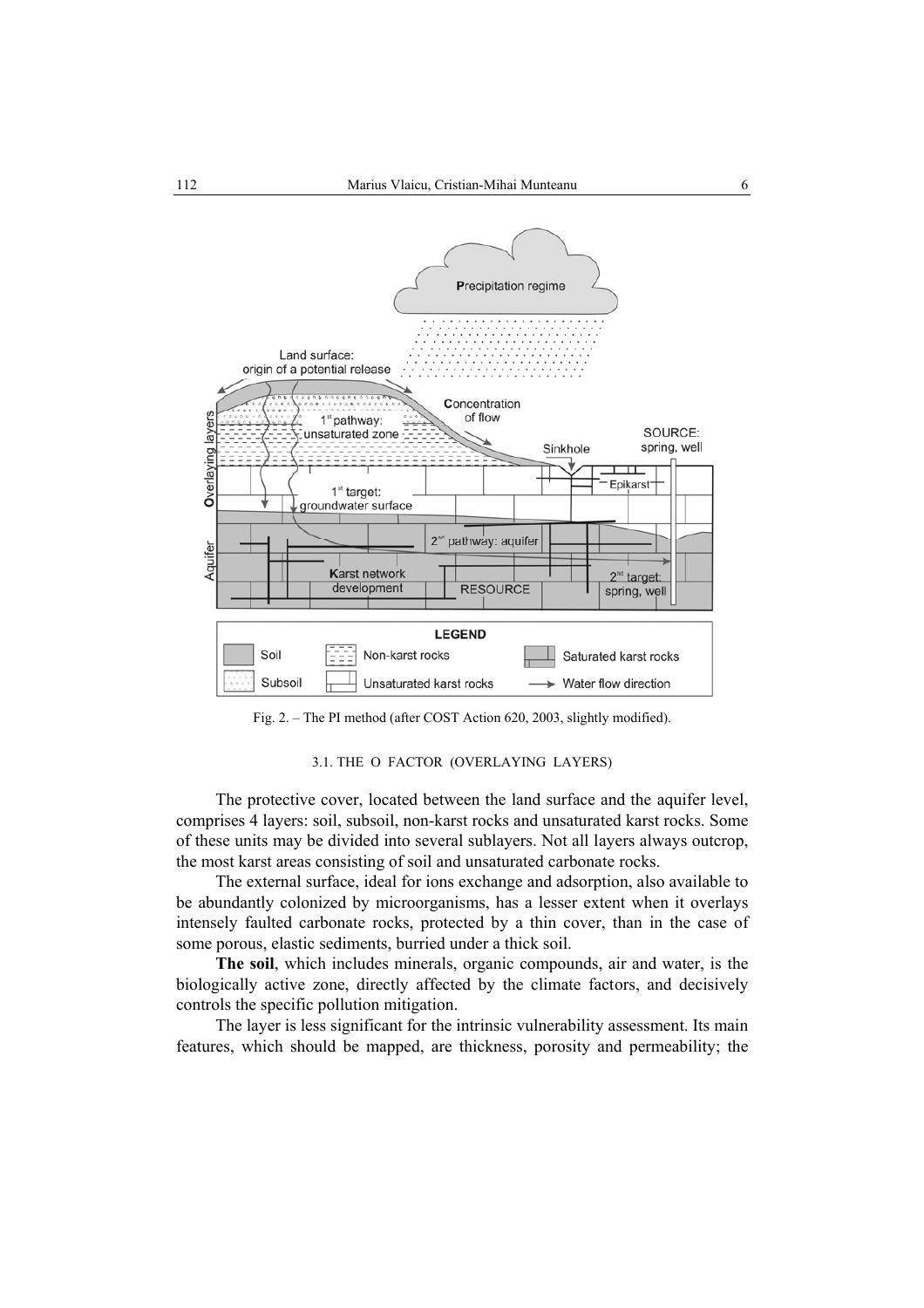Fig. 2. – The PI method (after COST Action 620, 2003, slightly modified).

### 3.1. THE O FACTOR (OVERLAYING LAYERS)

The protective cover, located between the land surface and the aquifer level, comprises 4 layers: soil, subsoil, non-karst rocks and unsaturated karst rocks. Some of these units may be divided into several sublayers. Not all layers always outcrop, the most karst areas consisting of soil and unsaturated carbonate rocks.

The external surface, ideal for ions exchange and adsorption, also available to be abundantly colonized by microorganisms, has a lesser extent when it overlays intensely faulted carbonate rocks, protected by a thin cover, than in the case of some porous, elastic sediments, burried under a thick soil.

**The soil**, which includes minerals, organic compounds, air and water, is the biologically active zone, directly affected by the climate factors, and decisively controls the specific pollution mitigation.

The layer is less significant for the intrinsic vulnerability assessment. Its main features, which should be mapped, are thickness, porosity and permeability; the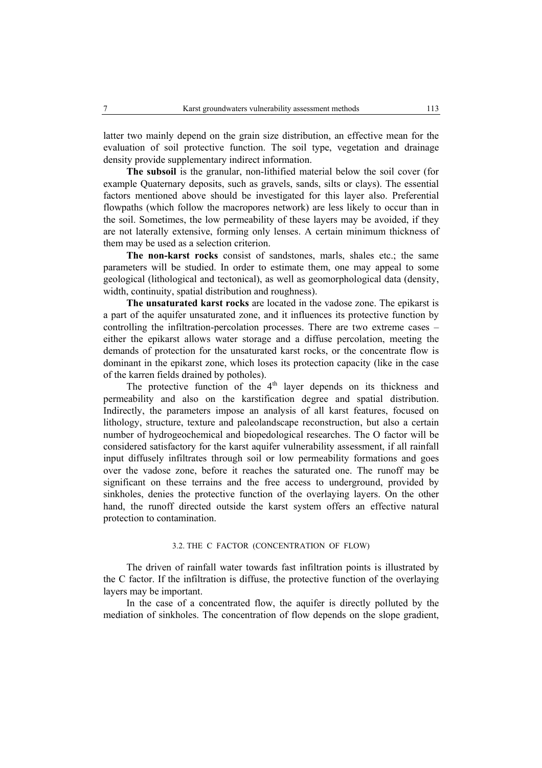latter two mainly depend on the grain size distribution, an effective mean for the evaluation of soil protective function. The soil type, vegetation and drainage density provide supplementary indirect information.

**The subsoil** is the granular, non-lithified material below the soil cover (for example Quaternary deposits, such as gravels, sands, silts or clays). The essential factors mentioned above should be investigated for this layer also. Preferential flowpaths (which follow the macropores network) are less likely to occur than in the soil. Sometimes, the low permeability of these layers may be avoided, if they are not laterally extensive, forming only lenses. A certain minimum thickness of them may be used as a selection criterion.

**The non-karst rocks** consist of sandstones, marls, shales etc.; the same parameters will be studied. In order to estimate them, one may appeal to some geological (lithological and tectonical), as well as geomorphological data (density, width, continuity, spatial distribution and roughness).

**The unsaturated karst rocks** are located in the vadose zone. The epikarst is a part of the aquifer unsaturated zone, and it influences its protective function by controlling the infiltration-percolation processes. There are two extreme cases – either the epikarst allows water storage and a diffuse percolation, meeting the demands of protection for the unsaturated karst rocks, or the concentrate flow is dominant in the epikarst zone, which loses its protection capacity (like in the case of the karren fields drained by potholes).

The protective function of the 4th layer depends on its thickness and permeability and also on the karstification degree and spatial distribution. Indirectly, the parameters impose an analysis of all karst features, focused on lithology, structure, texture and paleolandscape reconstruction, but also a certain number of hydrogeochemical and biopedological researches. The O factor will be considered satisfactory for the karst aquifer vulnerability assessment, if all rainfall input diffusely infiltrates through soil or low permeability formations and goes over the vadose zone, before it reaches the saturated one. The runoff may be significant on these terrains and the free access to underground, provided by sinkholes, denies the protective function of the overlaying layers. On the other hand, the runoff directed outside the karst system offers an effective natural protection to contamination.

### 3.2. THE C FACTOR (CONCENTRATION OF FLOW)

The driven of rainfall water towards fast infiltration points is illustrated by the C factor. If the infiltration is diffuse, the protective function of the overlaying layers may be important.

In the case of a concentrated flow, the aquifer is directly polluted by the mediation of sinkholes. The concentration of flow depends on the slope gradient,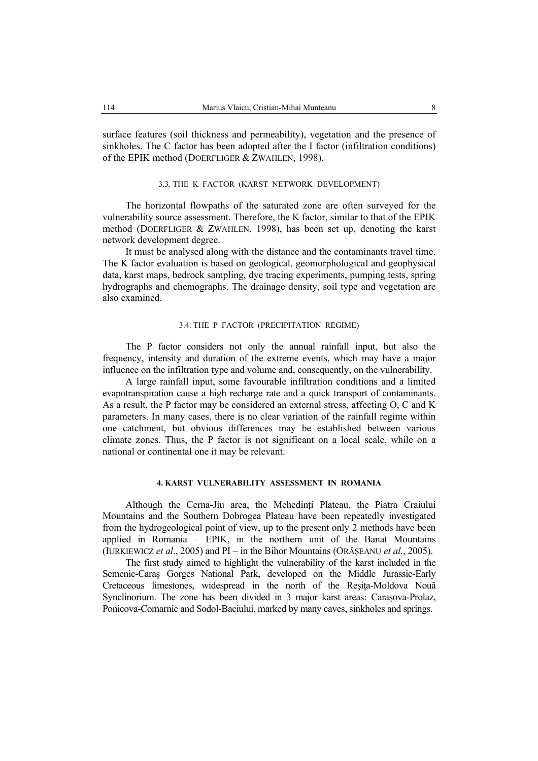surface features (soil thickness and permeability), vegetation and the presence of sinkholes. The C factor has been adopted after the I factor (infiltration conditions) of the EPIK method (DOERFLIGER & ZWAHLEN, 1998).

### 3.3. THE K FACTOR (KARST NETWORK DEVELOPMENT)

The horizontal flowpaths of the saturated zone are often surveyed for the vulnerability source assessment. Therefore, the K factor, similar to that of the EPIK method (DOERFLIGER & ZWAHLEN, 1998), has been set up, denoting the karst network development degree.

It must be analysed along with the distance and the contaminants travel time. The K factor evaluation is based on geological, geomorphological and geophysical data, karst maps, bedrock sampling, dye tracing experiments, pumping tests, spring hydrographs and chemographs. The drainage density, soil type and vegetation are also examined.

### 3.4. THE P FACTOR (PRECIPITATION REGIME)

The P factor considers not only the annual rainfall input, but also the frequency, intensity and duration of the extreme events, which may have a major influence on the infiltration type and volume and, consequently, on the vulnerability.

A large rainfall input, some favourable infiltration conditions and a limited evapotranspiration cause a high recharge rate and a quick transport of contaminants. As a result, the P factor may be considered an external stress, affecting O, C and K parameters. In many cases, there is no clear variation of the rainfall regime within one catchment, but obvious differences may be established between various climate zones. Thus, the P factor is not significant on a local scale, while on a national or continental one it may be relevant.

## 4. KARST VULNERABILITY ASSESSMENT IN ROMANIA

Although the Cerna-Jiu area, the Mehedinți Plateau, the Piatra Craiului Mountains and the Southern Dobrogea Plateau have been repeatedly investigated from the hydrogeological point of view, up to the present only 2 methods have been applied in Romania – EPIK, in the northern unit of the Banat Mountains (IURKIEWICZ *et al*., 2005) and PI – in the Bihor Mountains (ORĂȘEANU *et al.*, 2005).

The first study aimed to highlight the vulnerability of the karst included in the Semenic-Caraş Gorges National Park, developed on the Middle Jurassic-Early Cretaceous limestones, widespread in the north of the Reşiţa-Moldova Nouă Synclinorium. The zone has been divided in 3 major karst areas: Carașova-Prolaz, Ponicova-Comarnic and Sodol-Baciului, marked by many caves, sinkholes and springs.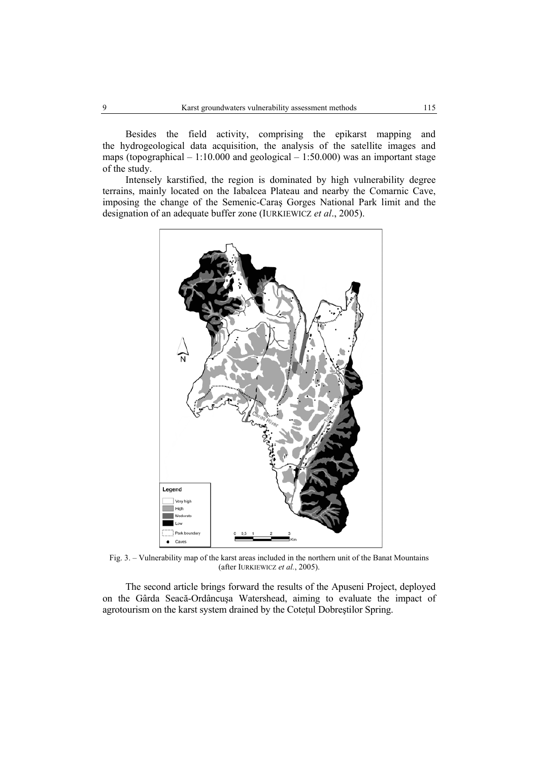Besides the field activity, comprising the epikarst mapping and the hydrogeological data acquisition, the analysis of the satellite images and maps (topographical – 1:10.000 and geological – 1:50.000) was an important stage of the study.

Intensely karstified, the region is dominated by high vulnerability degree terrains, mainly located on the Iabalcea Plateau and nearby the Comarnic Cave, imposing the change of the Semenic-Caraş Gorges National Park limit and the designation of an adequate buffer zone (IURKIEWICZ *et al*., 2005).

Fig. 3. – Vulnerability map of the karst areas included in the northern unit of the Banat Mountains (after IURKIEWICZ *et al.*, 2005).

The second article brings forward the results of the Apuseni Project, deployed on the Gârda Seacă-Ordâncuşa Watershead, aiming to evaluate the impact of agrotourism on the karst system drained by the Coteţul Dobreştilor Spring.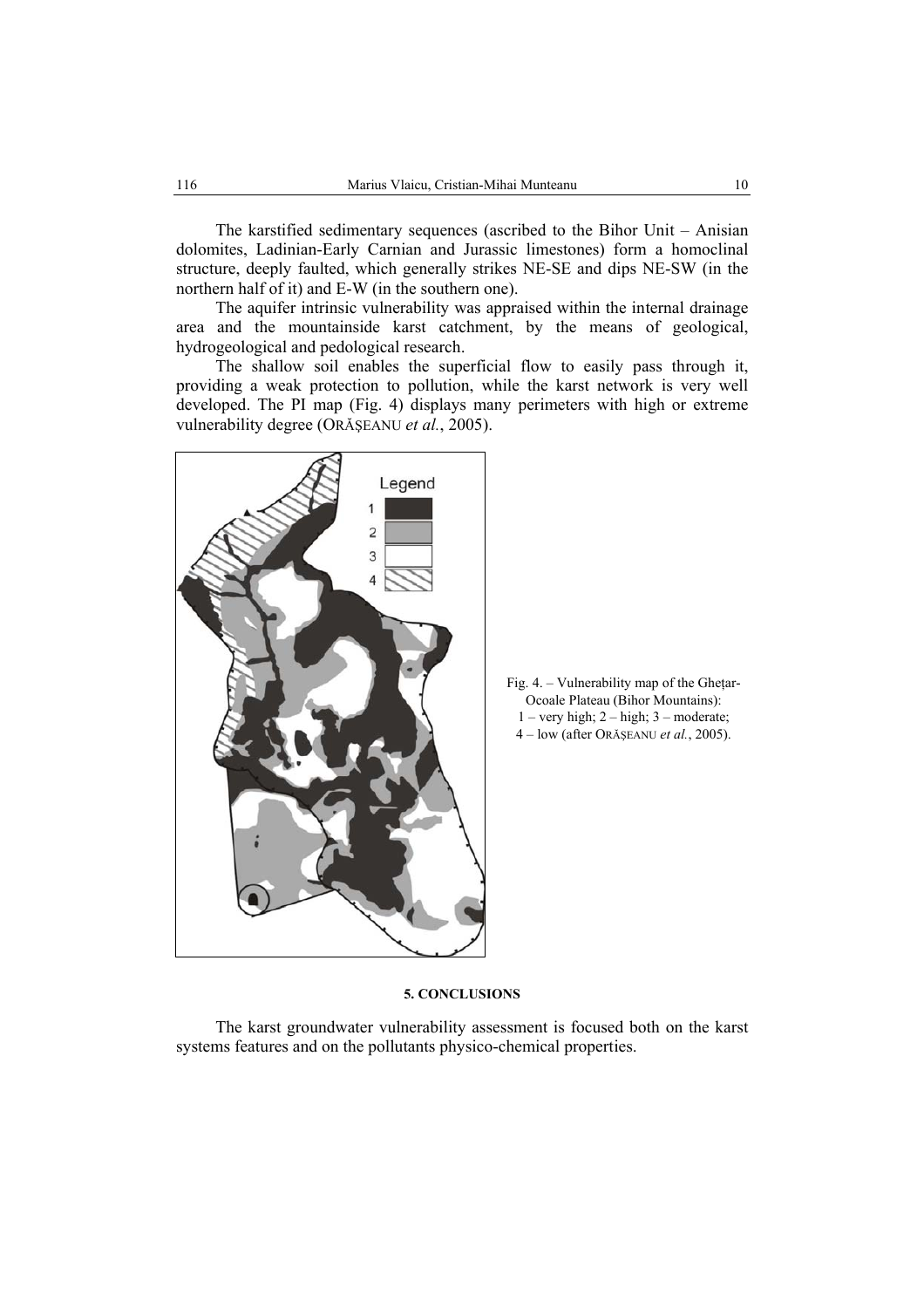The karstified sedimentary sequences (ascribed to the Bihor Unit – Anisian dolomites, Ladinian-Early Carnian and Jurassic limestones) form a homoclinal structure, deeply faulted, which generally strikes NE-SE and dips NE-SW (in the northern half of it) and E-W (in the southern one).

The aquifer intrinsic vulnerability was appraised within the internal drainage area and the mountainside karst catchment, by the means of geological, hydrogeological and pedological research.

The shallow soil enables the superficial flow to easily pass through it, providing a weak protection to pollution, while the karst network is very well developed. The PI map (Fig. 4) displays many perimeters with high or extreme vulnerability degree (ORĂȘEANU *et al.*, 2005).

Fig. 4. – Vulnerability map of the Ghețar-Ocoale Plateau (Bihor Mountains): 1 – very high; 2 – high; 3 – moderate; 4 – low (after ORĂȘEANU *et al.*, 2005).

## 5. CONCLUSIONS

The karst groundwater vulnerability assessment is focused both on the karst systems features and on the pollutants physico-chemical properties.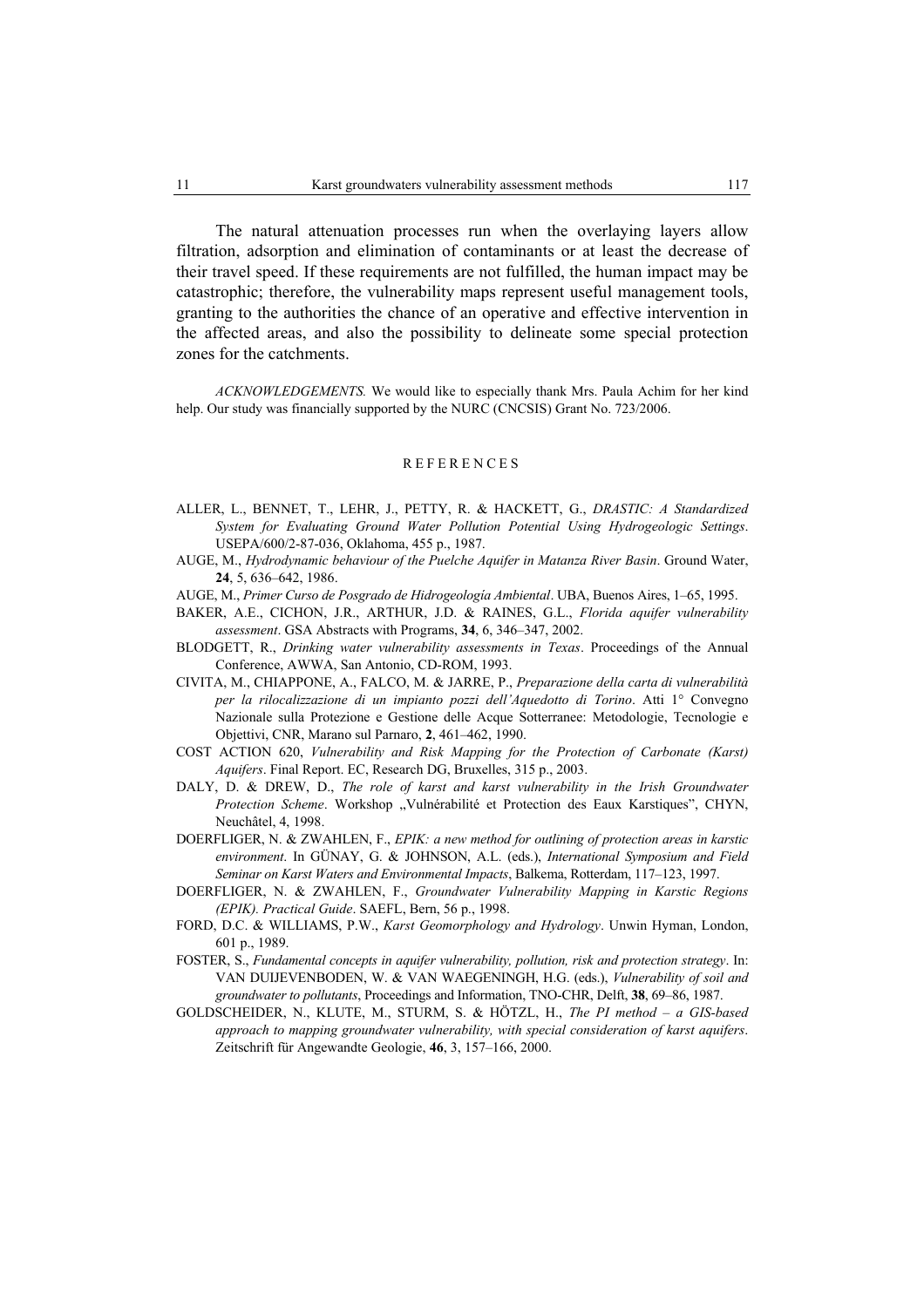The natural attenuation processes run when the overlaying layers allow filtration, adsorption and elimination of contaminants or at least the decrease of their travel speed. If these requirements are not fulfilled, the human impact may be catastrophic; therefore, the vulnerability maps represent useful management tools, granting to the authorities the chance of an operative and effective intervention in the affected areas, and also the possibility to delineate some special protection zones for the catchments.

*ACKNOWLEDGEMENTS.* We would like to especially thank Mrs. Paula Achim for her kind help. Our study was financially supported by the NURC (CNCSIS) Grant No. 723/2006.

## REFERENCES

ALLER, L., BENNET, T., LEHR, J., PETTY, R. & HACKETT, G., *DRASTIC: A Standardized System for Evaluating Ground Water Pollution Potential Using Hydrogeologic Settings*. USEPA/600/2-87-036, Oklahoma, 455 p., 1987.

AUGE, M., *Hydrodynamic behaviour of the Puelche Aquifer in Matanza River Basin*. Ground Water, **24**, 5, 636–642, 1986.

AUGE, M., *Primer Curso de Posgrado de Hidrogeología Ambiental*. UBA, Buenos Aires, 1–65, 1995.

BAKER, A.E., CICHON, J.R., ARTHUR, J.D. & RAINES, G.L., *Florida aquifer vulnerability assessment*. GSA Abstracts with Programs, **34**, 6, 346–347, 2002.

BLODGETT, R., *Drinking water vulnerability assessments in Texas*. Proceedings of the Annual Conference, AWWA, San Antonio, CD-ROM, 1993.

CIVITA, M., CHIAPPONE, A., FALCO, M. & JARRE, P., *Preparazione della carta di vulnerabilità per la rilocalizzazione di un impianto pozzi dell'Aquedotto di Torino*. Atti 1° Convegno Nazionale sulla Protezione e Gestione delle Acque Sotterranee: Metodologie, Tecnologie e Objettivi, CNR, Marano sul Parnaro, **2**, 461–462, 1990.

COST ACTION 620, *Vulnerability and Risk Mapping for the Protection of Carbonate (Karst) Aquifers*. Final Report. EC, Research DG, Bruxelles, 315 p., 2003.

DALY, D. & DREW, D., *The role of karst and karst vulnerability in the Irish Groundwater Protection Scheme*. Workshop „Vulnérabilité et Protection des Eaux Karstiques", CHYN, Neuchâtel, 4, 1998.

DOERFLIGER, N. & ZWAHLEN, F., *EPIK: a new method for outlining of protection areas in karstic environment*. In GÜNAY, G. & JOHNSON, A.L. (eds.), *International Symposium and Field Seminar on Karst Waters and Environmental Impacts*, Balkema, Rotterdam, 117–123, 1997.

DOERFLIGER, N. & ZWAHLEN, F., *Groundwater Vulnerability Mapping in Karstic Regions (EPIK). Practical Guide*. SAEFL, Bern, 56 p., 1998.

FORD, D.C. & WILLIAMS, P.W., *Karst Geomorphology and Hydrology*. Unwin Hyman, London, 601 p., 1989.

FOSTER, S., *Fundamental concepts in aquifer vulnerability, pollution, risk and protection strategy*. In: VAN DUIJEVENBODEN, W. & VAN WAEGENINGH, H.G. (eds.), *Vulnerability of soil and groundwater to pollutants*, Proceedings and Information, TNO-CHR, Delft, **38**, 69–86, 1987.

GOLDSCHEIDER, N., KLUTE, M., STURM, S. & HÖTZL, H., *The PI method – a GIS-based approach to mapping groundwater vulnerability, with special consideration of karst aquifers*. Zeitschrift für Angewandte Geologie, **46**, 3, 157–166, 2000.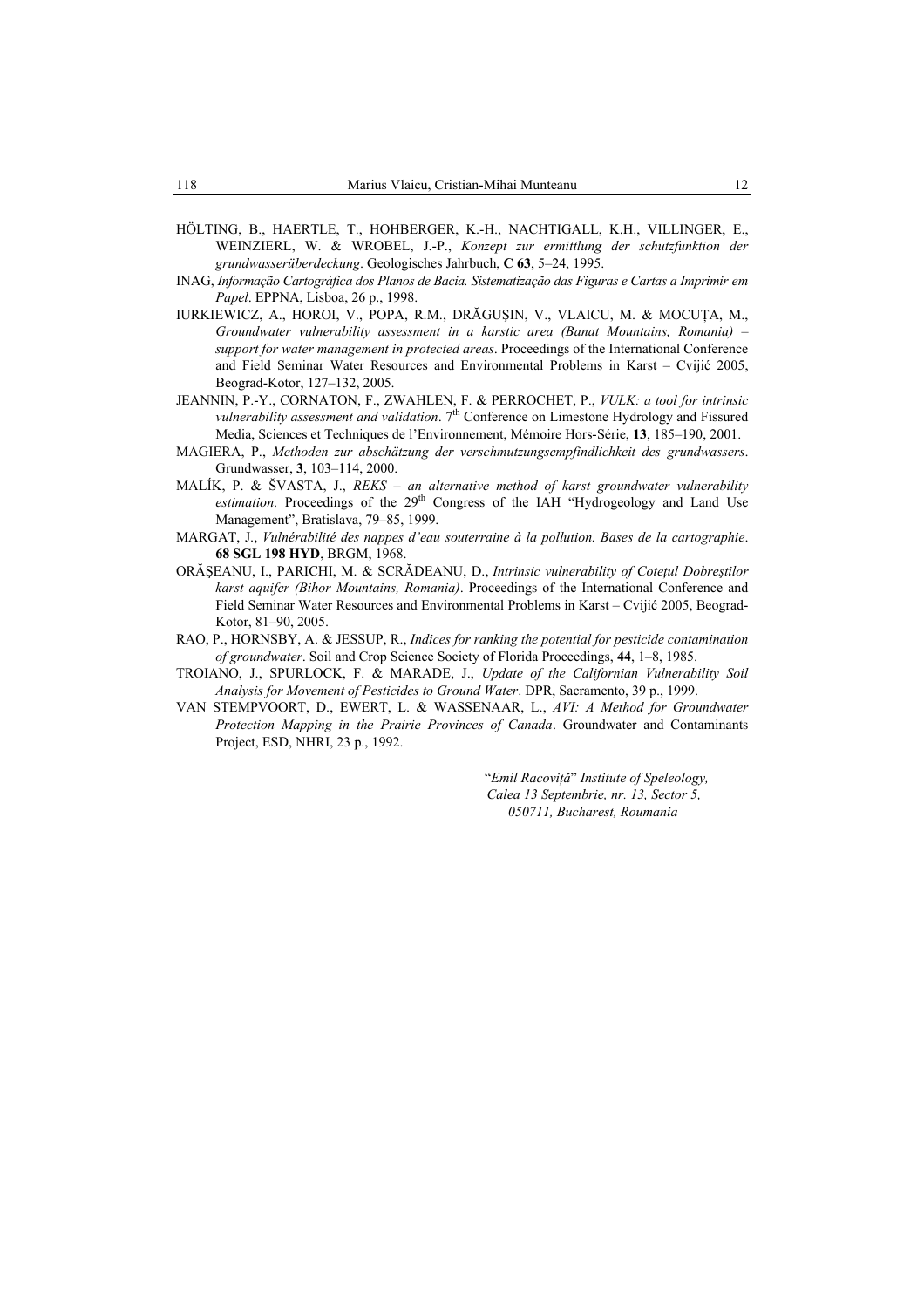HÖLTING, B., HAERTLE, T., HOHBERGER, K.-H., NACHTIGALL, K.H., VILLINGER, E., WEINZIERL, W. & WROBEL, J.-P., *Konzept zur ermittlung der schutzfunktion der grundwasserüberdeckung*. Geologisches Jahrbuch, **C 63**, 5–24, 1995.

INAG, *Informação Cartográfica dos Planos de Bacia. Sistematização das Figuras e Cartas a Imprimir em Papel*. EPPNA, Lisboa, 26 p., 1998.

IURKIEWICZ, A., HOROI, V., POPA, R.M., DRĂGUŞIN, V., VLAICU, M. & MOCUŢA, M., *Groundwater vulnerability assessment in a karstic area (Banat Mountains, Romania) – support for water management in protected areas*. Proceedings of the International Conference and Field Seminar Water Resources and Environmental Problems in Karst – Cvijić 2005, Beograd-Kotor, 127–132, 2005.

JEANNIN, P.-Y., CORNATON, F., ZWAHLEN, F. & PERROCHET, P., *VULK: a tool for intrinsic vulnerability assessment and validation*. 7th Conference on Limestone Hydrology and Fissured Media, Sciences et Techniques de l'Environnement, Mémoire Hors-Série, **13**, 185–190, 2001.

MAGIERA, P., *Methoden zur abschätzung der verschmutzungsempfindlichkeit des grundwassers*. Grundwasser, **3**, 103–114, 2000.

MALÍK, P. & ŠVASTA, J., *REKS – an alternative method of karst groundwater vulnerability estimation*. Proceedings of the 29th Congress of the IAH "Hydrogeology and Land Use Management", Bratislava, 79–85, 1999.

MARGAT, J., *Vulnérabilité des nappes d'eau souterraine à la pollution. Bases de la cartographie*. **68 SGL 198 HYD**, BRGM, 1968.

ORĂŞEANU, I., PARICHI, M. & SCRĂDEANU, D., *Intrinsic vulnerability of Coteţul Dobreştilor karst aquifer (Bihor Mountains, Romania)*. Proceedings of the International Conference and Field Seminar Water Resources and Environmental Problems in Karst – Cvijić 2005, Beograd-Kotor, 81–90, 2005.

RAO, P., HORNSBY, A. & JESSUP, R., *Indices for ranking the potential for pesticide contamination of groundwater*. Soil and Crop Science Society of Florida Proceedings, **44**, 1–8, 1985.

TROIANO, J., SPURLOCK, F. & MARADE, J., *Update of the Californian Vulnerability Soil Analysis for Movement of Pesticides to Ground Water*. DPR, Sacramento, 39 p., 1999.

VAN STEMPVOORT, D., EWERT, L. & WASSENAAR, L., *AVI: A Method for Groundwater Protection Mapping in the Prairie Provinces of Canada*. Groundwater and Contaminants Project, ESD, NHRI, 23 p., 1992.

*"Emil Racoviţă" Institute of Speleology,*
*Calea 13 Septembrie, nr. 13, Sector 5,*
*050711, Bucharest, Roumania*